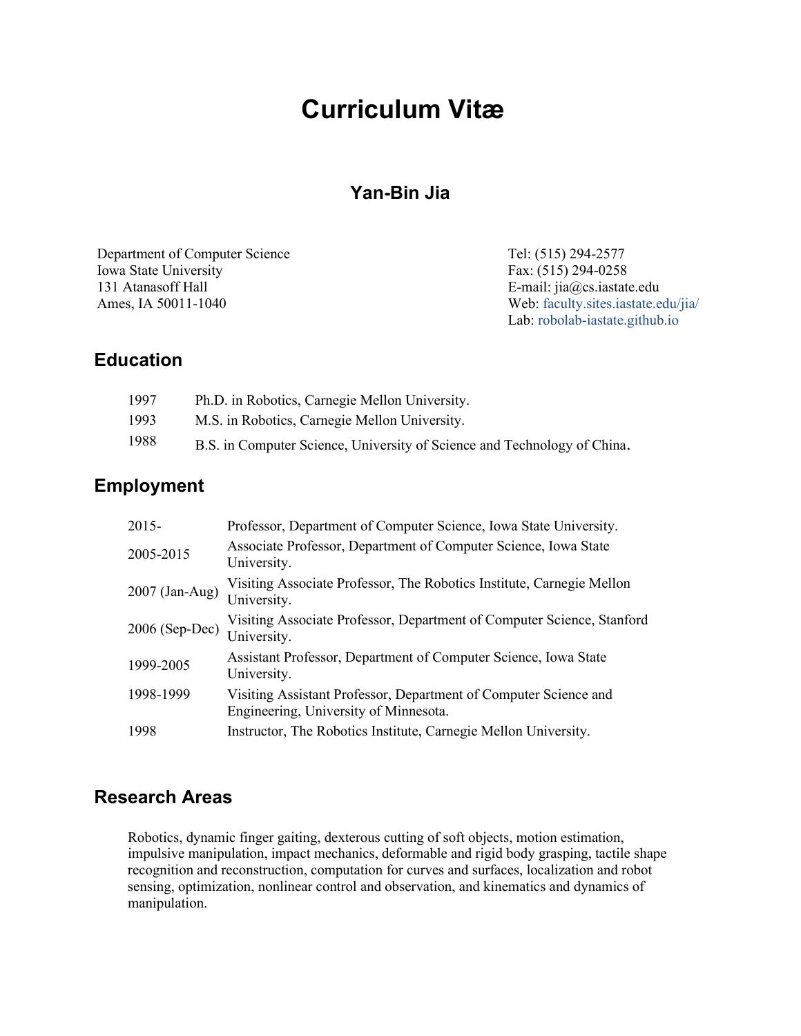# Curriculum Vitæ

## Yan-Bin Jia

Department of Computer Science
Iowa State University
131 Atanasoff Hall
Ames, IA 50011-1040

Tel: (515) 294-2577
Fax: (515) 294-0258
E-mail: jia@cs.iastate.edu
Web: faculty.sites.iastate.edu/jia/
Lab: robolab-iastate.github.io

## Education

| | |
|---|---|
| 1997 | Ph.D. in Robotics, Carnegie Mellon University. |
| 1993 | M.S. in Robotics, Carnegie Mellon University. |
| 1988 | B.S. in Computer Science, University of Science and Technology of China. |

## Employment

| | |
|---|---|
| 2015- | Professor, Department of Computer Science, Iowa State University. |
| 2005-2015 | Associate Professor, Department of Computer Science, Iowa State University. |
| 2007 (Jan-Aug) | Visiting Associate Professor, The Robotics Institute, Carnegie Mellon University. |
| 2006 (Sep-Dec) | Visiting Associate Professor, Department of Computer Science, Stanford University. |
| 1999-2005 | Assistant Professor, Department of Computer Science, Iowa State University. |
| 1998-1999 | Visiting Assistant Professor, Department of Computer Science and Engineering, University of Minnesota. |
| 1998 | Instructor, The Robotics Institute, Carnegie Mellon University. |

## Research Areas

Robotics, dynamic finger gaiting, dexterous cutting of soft objects, motion estimation, impulsive manipulation, impact mechanics, deformable and rigid body grasping, tactile shape recognition and reconstruction, computation for curves and surfaces, localization and robot sensing, optimization, nonlinear control and observation, and kinematics and dynamics of manipulation.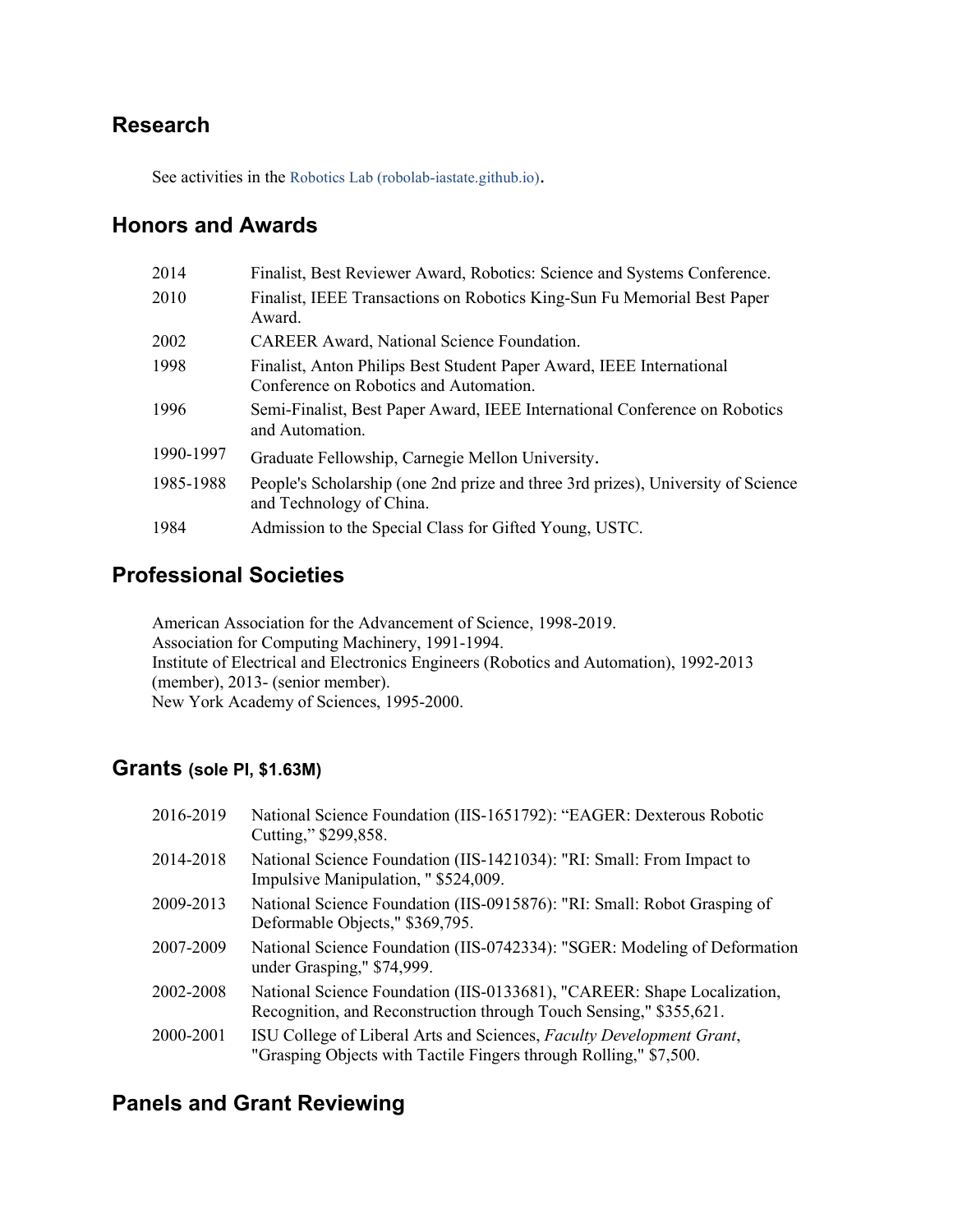## Research

See activities in the Robotics Lab (robolab-iastate.github.io).

## Honors and Awards

| | |
|---|---|
| 2014 | Finalist, Best Reviewer Award, Robotics: Science and Systems Conference. |
| 2010 | Finalist, IEEE Transactions on Robotics King-Sun Fu Memorial Best Paper Award. |
| 2002 | CAREER Award, National Science Foundation. |
| 1998 | Finalist, Anton Philips Best Student Paper Award, IEEE International Conference on Robotics and Automation. |
| 1996 | Semi-Finalist, Best Paper Award, IEEE International Conference on Robotics and Automation. |
| 1990-1997 | Graduate Fellowship, Carnegie Mellon University. |
| 1985-1988 | People's Scholarship (one 2nd prize and three 3rd prizes), University of Science and Technology of China. |
| 1984 | Admission to the Special Class for Gifted Young, USTC. |

## Professional Societies

American Association for the Advancement of Science, 1998-2019.
Association for Computing Machinery, 1991-1994.
Institute of Electrical and Electronics Engineers (Robotics and Automation), 1992-2013 (member), 2013- (senior member).
New York Academy of Sciences, 1995-2000.

## Grants (sole PI, $1.63M)

| | |
|---|---|
| 2016-2019 | National Science Foundation (IIS-1651792): "EAGER: Dexterous Robotic Cutting," $299,858. |
| 2014-2018 | National Science Foundation (IIS-1421034): "RI: Small: From Impact to Impulsive Manipulation, " $524,009. |
| 2009-2013 | National Science Foundation (IIS-0915876): "RI: Small: Robot Grasping of Deformable Objects," $369,795. |
| 2007-2009 | National Science Foundation (IIS-0742334): "SGER: Modeling of Deformation under Grasping," $74,999. |
| 2002-2008 | National Science Foundation (IIS-0133681), "CAREER: Shape Localization, Recognition, and Reconstruction through Touch Sensing," $355,621. |
| 2000-2001 | ISU College of Liberal Arts and Sciences, *Faculty Development Grant*, "Grasping Objects with Tactile Fingers through Rolling," $7,500. |

## Panels and Grant Reviewing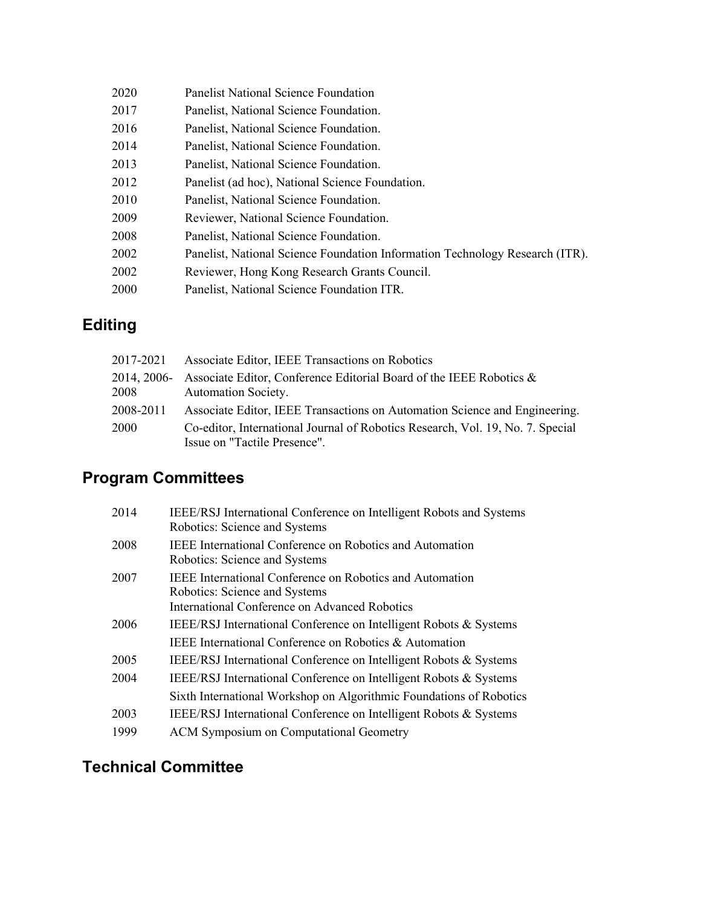| | |
|---|---|
| 2020 | Panelist National Science Foundation |
| 2017 | Panelist, National Science Foundation. |
| 2016 | Panelist, National Science Foundation. |
| 2014 | Panelist, National Science Foundation. |
| 2013 | Panelist, National Science Foundation. |
| 2012 | Panelist (ad hoc), National Science Foundation. |
| 2010 | Panelist, National Science Foundation. |
| 2009 | Reviewer, National Science Foundation. |
| 2008 | Panelist, National Science Foundation. |
| 2002 | Panelist, National Science Foundation Information Technology Research (ITR). |
| 2002 | Reviewer, Hong Kong Research Grants Council. |
| 2000 | Panelist, National Science Foundation ITR. |

## Editing

| | |
|---|---|
| 2017-2021 | Associate Editor, IEEE Transactions on Robotics |
| 2014, 2006-2008 | Associate Editor, Conference Editorial Board of the IEEE Robotics & Automation Society. |
| 2008-2011 | Associate Editor, IEEE Transactions on Automation Science and Engineering. |
| 2000 | Co-editor, International Journal of Robotics Research, Vol. 19, No. 7. Special Issue on "Tactile Presence". |

## Program Committees

| | |
|---|---|
| 2014 | IEEE/RSJ International Conference on Intelligent Robots and Systems<br>Robotics: Science and Systems |
| 2008 | IEEE International Conference on Robotics and Automation<br>Robotics: Science and Systems |
| 2007 | IEEE International Conference on Robotics and Automation<br>Robotics: Science and Systems<br>International Conference on Advanced Robotics |
| 2006 | IEEE/RSJ International Conference on Intelligent Robots & Systems |
| | IEEE International Conference on Robotics & Automation |
| 2005 | IEEE/RSJ International Conference on Intelligent Robots & Systems |
| 2004 | IEEE/RSJ International Conference on Intelligent Robots & Systems |
| | Sixth International Workshop on Algorithmic Foundations of Robotics |
| 2003 | IEEE/RSJ International Conference on Intelligent Robots & Systems |
| 1999 | ACM Symposium on Computational Geometry |

## Technical Committee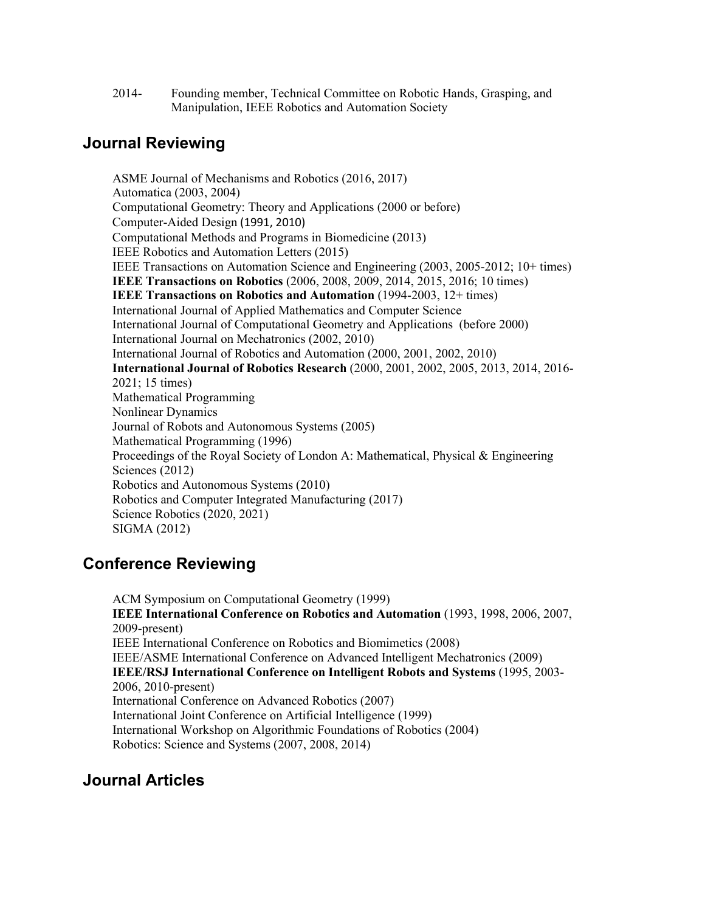2014- Founding member, Technical Committee on Robotic Hands, Grasping, and Manipulation, IEEE Robotics and Automation Society

## Journal Reviewing

ASME Journal of Mechanisms and Robotics (2016, 2017)
Automatica (2003, 2004)
Computational Geometry: Theory and Applications (2000 or before)
Computer-Aided Design (1991, 2010)
Computational Methods and Programs in Biomedicine (2013)
IEEE Robotics and Automation Letters (2015)
IEEE Transactions on Automation Science and Engineering (2003, 2005-2012; 10+ times)
**IEEE Transactions on Robotics** (2006, 2008, 2009, 2014, 2015, 2016; 10 times)
**IEEE Transactions on Robotics and Automation** (1994-2003, 12+ times)
International Journal of Applied Mathematics and Computer Science
International Journal of Computational Geometry and Applications (before 2000)
International Journal on Mechatronics (2002, 2010)
International Journal of Robotics and Automation (2000, 2001, 2002, 2010)
**International Journal of Robotics Research** (2000, 2001, 2002, 2005, 2013, 2014, 2016-2021; 15 times)
Mathematical Programming
Nonlinear Dynamics
Journal of Robots and Autonomous Systems (2005)
Mathematical Programming (1996)
Proceedings of the Royal Society of London A: Mathematical, Physical & Engineering Sciences (2012)
Robotics and Autonomous Systems (2010)
Robotics and Computer Integrated Manufacturing (2017)
Science Robotics (2020, 2021)
SIGMA (2012)

## Conference Reviewing

ACM Symposium on Computational Geometry (1999)
**IEEE International Conference on Robotics and Automation** (1993, 1998, 2006, 2007, 2009-present)
IEEE International Conference on Robotics and Biomimetics (2008)
IEEE/ASME International Conference on Advanced Intelligent Mechatronics (2009)
**IEEE/RSJ International Conference on Intelligent Robots and Systems** (1995, 2003-2006, 2010-present)
International Conference on Advanced Robotics (2007)
International Joint Conference on Artificial Intelligence (1999)
International Workshop on Algorithmic Foundations of Robotics (2004)
Robotics: Science and Systems (2007, 2008, 2014)

## Journal Articles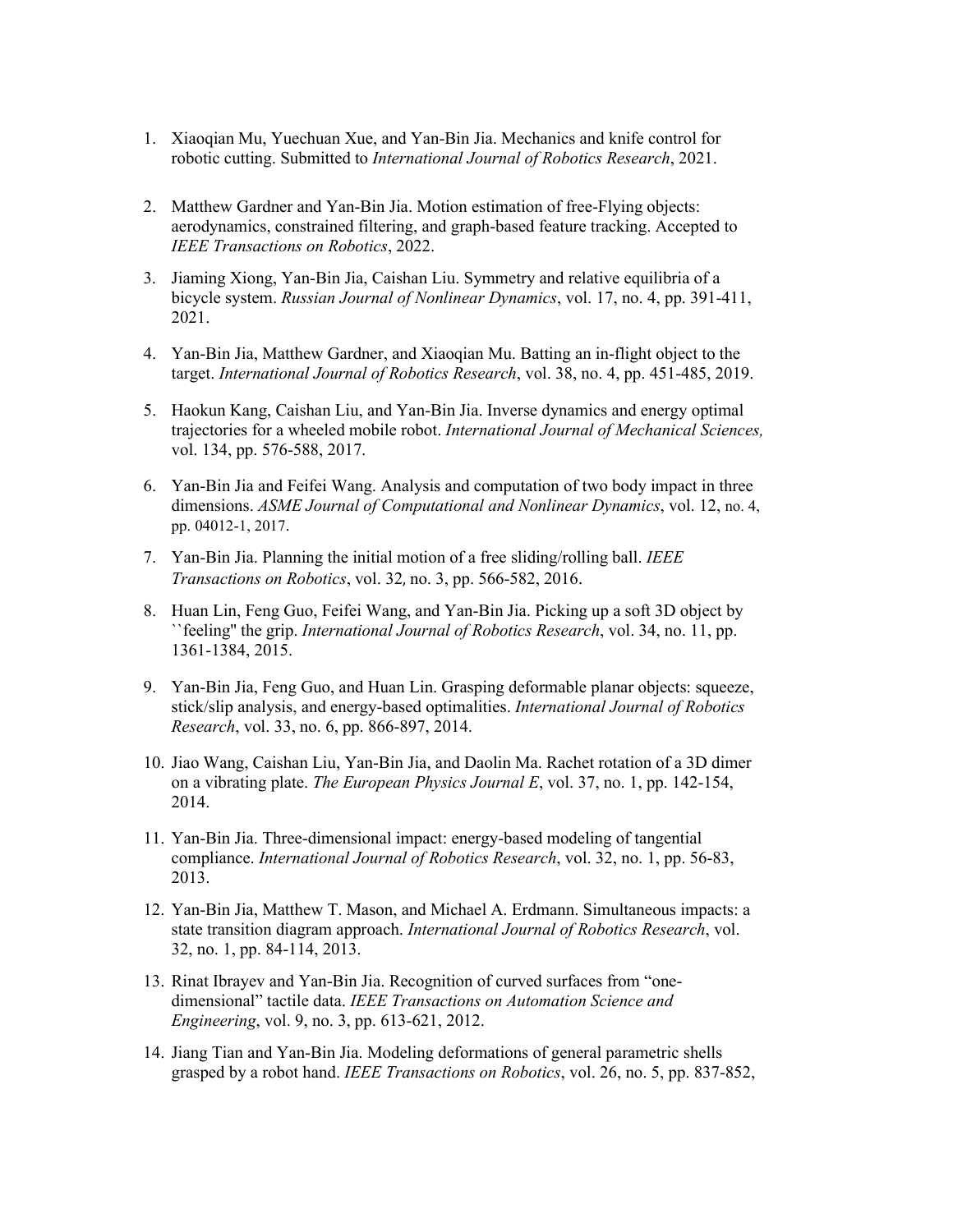1. Xiaoqian Mu, Yuechuan Xue, and Yan-Bin Jia. Mechanics and knife control for robotic cutting. Submitted to *International Journal of Robotics Research*, 2021.

2. Matthew Gardner and Yan-Bin Jia. Motion estimation of free-Flying objects: aerodynamics, constrained filtering, and graph-based feature tracking. Accepted to *IEEE Transactions on Robotics*, 2022.

3. Jiaming Xiong, Yan-Bin Jia, Caishan Liu. Symmetry and relative equilibria of a bicycle system. *Russian Journal of Nonlinear Dynamics*, vol. 17, no. 4, pp. 391-411, 2021.

4. Yan-Bin Jia, Matthew Gardner, and Xiaoqian Mu. Batting an in-flight object to the target. *International Journal of Robotics Research*, vol. 38, no. 4, pp. 451-485, 2019.

5. Haokun Kang, Caishan Liu, and Yan-Bin Jia. Inverse dynamics and energy optimal trajectories for a wheeled mobile robot. *International Journal of Mechanical Sciences,* vol. 134, pp. 576-588, 2017.

6. Yan-Bin Jia and Feifei Wang. Analysis and computation of two body impact in three dimensions. *ASME Journal of Computational and Nonlinear Dynamics*, vol. 12, no. 4, pp. 04012-1, 2017.

7. Yan-Bin Jia. Planning the initial motion of a free sliding/rolling ball. *IEEE Transactions on Robotics*, vol. 32, no. 3, pp. 566-582, 2016.

8. Huan Lin, Feng Guo, Feifei Wang, and Yan-Bin Jia. Picking up a soft 3D object by ``feeling'' the grip. *International Journal of Robotics Research*, vol. 34, no. 11, pp. 1361-1384, 2015.

9. Yan-Bin Jia, Feng Guo, and Huan Lin. Grasping deformable planar objects: squeeze, stick/slip analysis, and energy-based optimalities. *International Journal of Robotics Research*, vol. 33, no. 6, pp. 866-897, 2014.

10. Jiao Wang, Caishan Liu, Yan-Bin Jia, and Daolin Ma. Rachet rotation of a 3D dimer on a vibrating plate. *The European Physics Journal E*, vol. 37, no. 1, pp. 142-154, 2014.

11. Yan-Bin Jia. Three-dimensional impact: energy-based modeling of tangential compliance. *International Journal of Robotics Research*, vol. 32, no. 1, pp. 56-83, 2013.

12. Yan-Bin Jia, Matthew T. Mason, and Michael A. Erdmann. Simultaneous impacts: a state transition diagram approach. *International Journal of Robotics Research*, vol. 32, no. 1, pp. 84-114, 2013.

13. Rinat Ibrayev and Yan-Bin Jia. Recognition of curved surfaces from "one-dimensional" tactile data. *IEEE Transactions on Automation Science and Engineering*, vol. 9, no. 3, pp. 613-621, 2012.

14. Jiang Tian and Yan-Bin Jia. Modeling deformations of general parametric shells grasped by a robot hand. *IEEE Transactions on Robotics*, vol. 26, no. 5, pp. 837-852,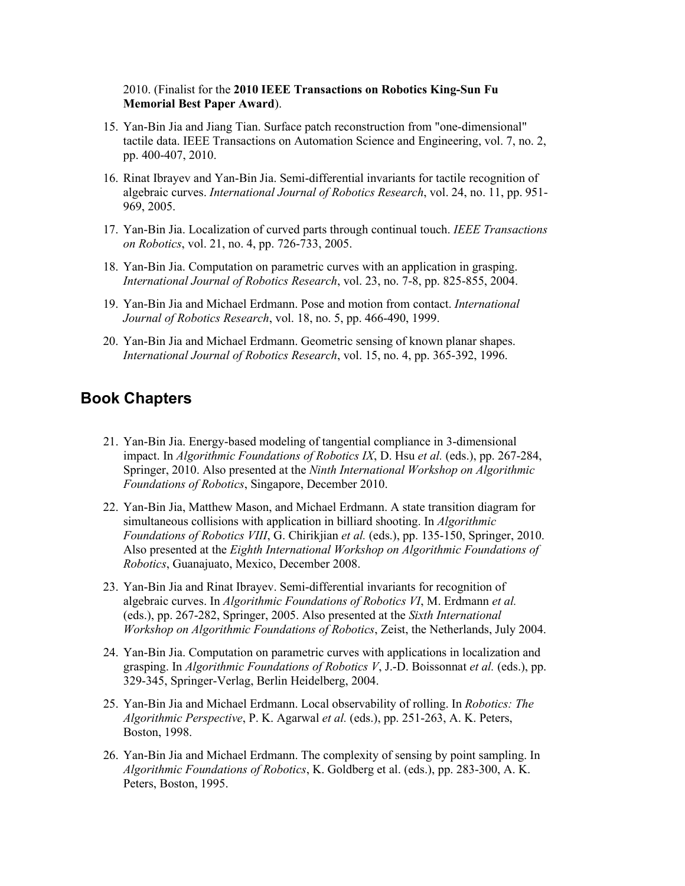2010. (Finalist for the **2010 IEEE Transactions on Robotics King-Sun Fu Memorial Best Paper Award**).

15. Yan-Bin Jia and Jiang Tian. Surface patch reconstruction from "one-dimensional" tactile data. IEEE Transactions on Automation Science and Engineering, vol. 7, no. 2, pp. 400-407, 2010.

16. Rinat Ibrayev and Yan-Bin Jia. Semi-differential invariants for tactile recognition of algebraic curves. *International Journal of Robotics Research*, vol. 24, no. 11, pp. 951-969, 2005.

17. Yan-Bin Jia. Localization of curved parts through continual touch. *IEEE Transactions on Robotics*, vol. 21, no. 4, pp. 726-733, 2005.

18. Yan-Bin Jia. Computation on parametric curves with an application in grasping. *International Journal of Robotics Research*, vol. 23, no. 7-8, pp. 825-855, 2004.

19. Yan-Bin Jia and Michael Erdmann. Pose and motion from contact. *International Journal of Robotics Research*, vol. 18, no. 5, pp. 466-490, 1999.

20. Yan-Bin Jia and Michael Erdmann. Geometric sensing of known planar shapes. *International Journal of Robotics Research*, vol. 15, no. 4, pp. 365-392, 1996.

## Book Chapters

21. Yan-Bin Jia. Energy-based modeling of tangential compliance in 3-dimensional impact. In *Algorithmic Foundations of Robotics IX*, D. Hsu *et al.* (eds.), pp. 267-284, Springer, 2010. Also presented at the *Ninth International Workshop on Algorithmic Foundations of Robotics*, Singapore, December 2010.

22. Yan-Bin Jia, Matthew Mason, and Michael Erdmann. A state transition diagram for simultaneous collisions with application in billiard shooting. In *Algorithmic Foundations of Robotics VIII*, G. Chirikjian *et al.* (eds.), pp. 135-150, Springer, 2010. Also presented at the *Eighth International Workshop on Algorithmic Foundations of Robotics*, Guanajuato, Mexico, December 2008.

23. Yan-Bin Jia and Rinat Ibrayev. Semi-differential invariants for recognition of algebraic curves. In *Algorithmic Foundations of Robotics VI*, M. Erdmann *et al.* (eds.), pp. 267-282, Springer, 2005. Also presented at the *Sixth International Workshop on Algorithmic Foundations of Robotics*, Zeist, the Netherlands, July 2004.

24. Yan-Bin Jia. Computation on parametric curves with applications in localization and grasping. In *Algorithmic Foundations of Robotics V*, J.-D. Boissonnat *et al.* (eds.), pp. 329-345, Springer-Verlag, Berlin Heidelberg, 2004.

25. Yan-Bin Jia and Michael Erdmann. Local observability of rolling. In *Robotics: The Algorithmic Perspective*, P. K. Agarwal *et al.* (eds.), pp. 251-263, A. K. Peters, Boston, 1998.

26. Yan-Bin Jia and Michael Erdmann. The complexity of sensing by point sampling. In *Algorithmic Foundations of Robotics*, K. Goldberg et al. (eds.), pp. 283-300, A. K. Peters, Boston, 1995.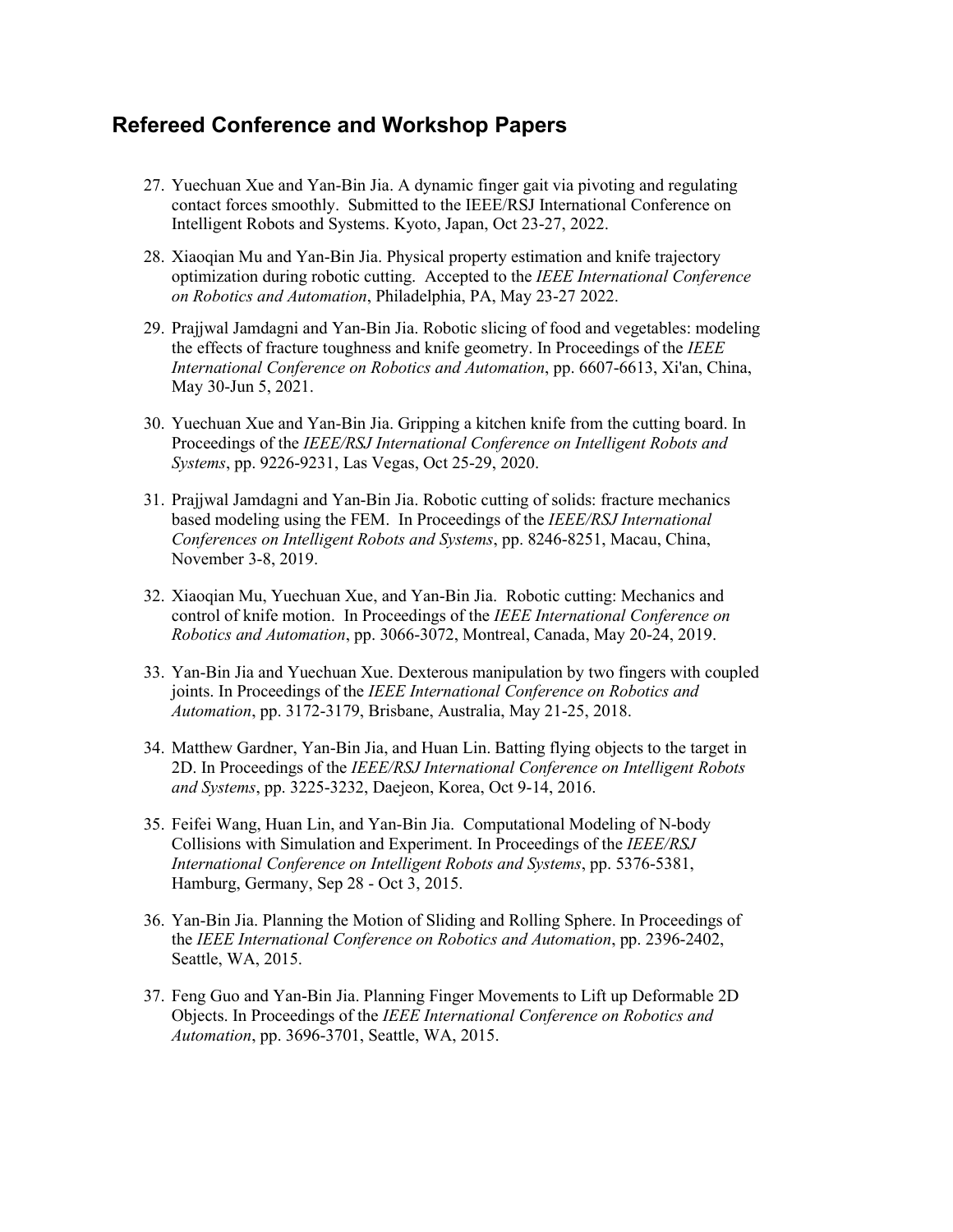## Refereed Conference and Workshop Papers

27. Yuechuan Xue and Yan-Bin Jia. A dynamic finger gait via pivoting and regulating contact forces smoothly. Submitted to the IEEE/RSJ International Conference on Intelligent Robots and Systems. Kyoto, Japan, Oct 23-27, 2022.

28. Xiaoqian Mu and Yan-Bin Jia. Physical property estimation and knife trajectory optimization during robotic cutting. Accepted to the *IEEE International Conference on Robotics and Automation*, Philadelphia, PA, May 23-27 2022.

29. Prajjwal Jamdagni and Yan-Bin Jia. Robotic slicing of food and vegetables: modeling the effects of fracture toughness and knife geometry. In Proceedings of the *IEEE International Conference on Robotics and Automation*, pp. 6607-6613, Xi'an, China, May 30-Jun 5, 2021.

30. Yuechuan Xue and Yan-Bin Jia. Gripping a kitchen knife from the cutting board. In Proceedings of the *IEEE/RSJ International Conference on Intelligent Robots and Systems*, pp. 9226-9231, Las Vegas, Oct 25-29, 2020.

31. Prajjwal Jamdagni and Yan-Bin Jia. Robotic cutting of solids: fracture mechanics based modeling using the FEM. In Proceedings of the *IEEE/RSJ International Conferences on Intelligent Robots and Systems*, pp. 8246-8251, Macau, China, November 3-8, 2019.

32. Xiaoqian Mu, Yuechuan Xue, and Yan-Bin Jia. Robotic cutting: Mechanics and control of knife motion. In Proceedings of the *IEEE International Conference on Robotics and Automation*, pp. 3066-3072, Montreal, Canada, May 20-24, 2019.

33. Yan-Bin Jia and Yuechuan Xue. Dexterous manipulation by two fingers with coupled joints. In Proceedings of the *IEEE International Conference on Robotics and Automation*, pp. 3172-3179, Brisbane, Australia, May 21-25, 2018.

34. Matthew Gardner, Yan-Bin Jia, and Huan Lin. Batting flying objects to the target in 2D. In Proceedings of the *IEEE/RSJ International Conference on Intelligent Robots and Systems*, pp. 3225-3232, Daejeon, Korea, Oct 9-14, 2016.

35. Feifei Wang, Huan Lin, and Yan-Bin Jia. Computational Modeling of N-body Collisions with Simulation and Experiment. In Proceedings of the *IEEE/RSJ International Conference on Intelligent Robots and Systems*, pp. 5376-5381, Hamburg, Germany, Sep 28 - Oct 3, 2015.

36. Yan-Bin Jia. Planning the Motion of Sliding and Rolling Sphere. In Proceedings of the *IEEE International Conference on Robotics and Automation*, pp. 2396-2402, Seattle, WA, 2015.

37. Feng Guo and Yan-Bin Jia. Planning Finger Movements to Lift up Deformable 2D Objects. In Proceedings of the *IEEE International Conference on Robotics and Automation*, pp. 3696-3701, Seattle, WA, 2015.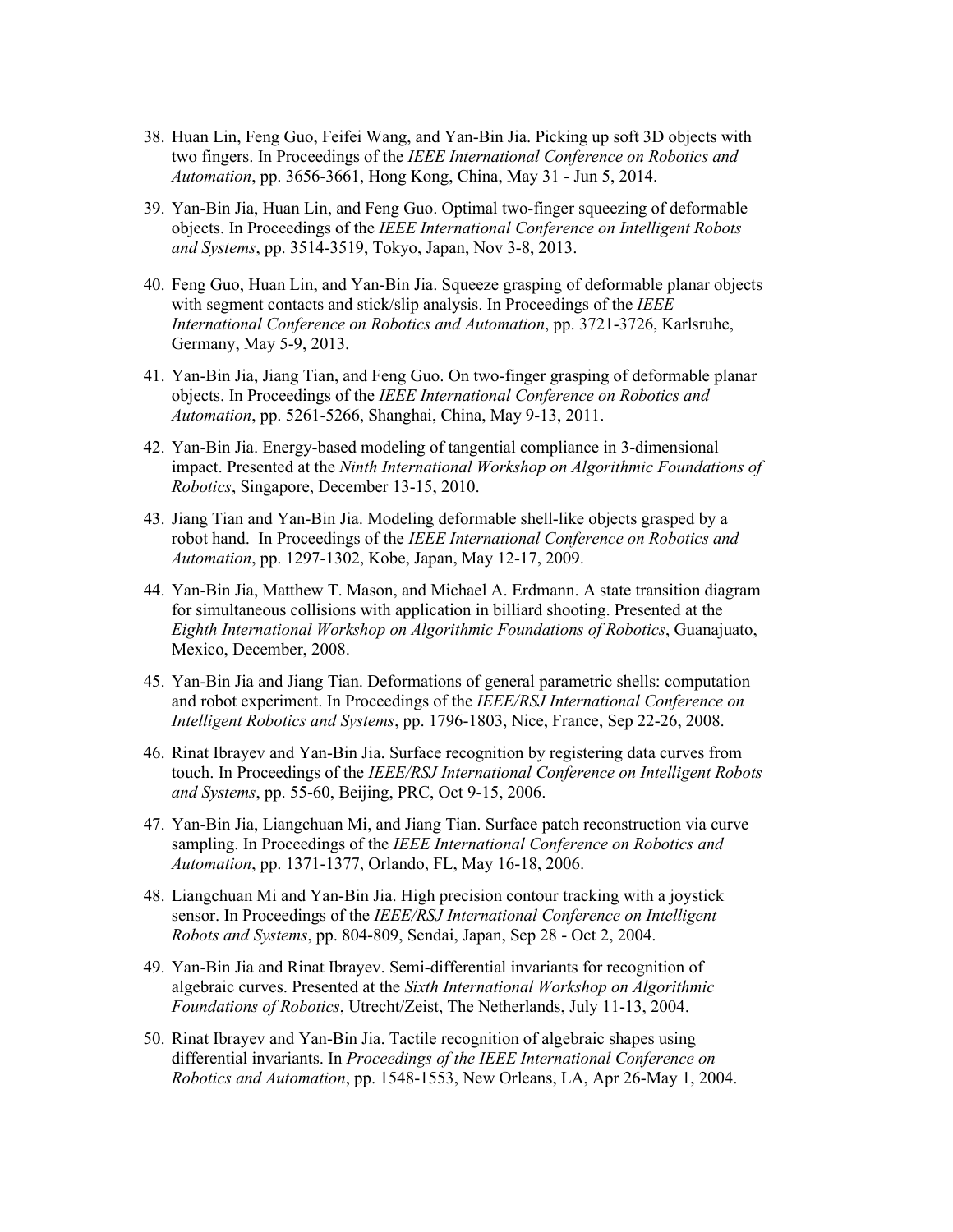38. Huan Lin, Feng Guo, Feifei Wang, and Yan-Bin Jia. Picking up soft 3D objects with two fingers. In Proceedings of the *IEEE International Conference on Robotics and Automation*, pp. 3656-3661, Hong Kong, China, May 31 - Jun 5, 2014.

39. Yan-Bin Jia, Huan Lin, and Feng Guo. Optimal two-finger squeezing of deformable objects. In Proceedings of the *IEEE International Conference on Intelligent Robots and Systems*, pp. 3514-3519, Tokyo, Japan, Nov 3-8, 2013.

40. Feng Guo, Huan Lin, and Yan-Bin Jia. Squeeze grasping of deformable planar objects with segment contacts and stick/slip analysis. In Proceedings of the *IEEE International Conference on Robotics and Automation*, pp. 3721-3726, Karlsruhe, Germany, May 5-9, 2013.

41. Yan-Bin Jia, Jiang Tian, and Feng Guo. On two-finger grasping of deformable planar objects. In Proceedings of the *IEEE International Conference on Robotics and Automation*, pp. 5261-5266, Shanghai, China, May 9-13, 2011.

42. Yan-Bin Jia. Energy-based modeling of tangential compliance in 3-dimensional impact. Presented at the *Ninth International Workshop on Algorithmic Foundations of Robotics*, Singapore, December 13-15, 2010.

43. Jiang Tian and Yan-Bin Jia. Modeling deformable shell-like objects grasped by a robot hand. In Proceedings of the *IEEE International Conference on Robotics and Automation*, pp. 1297-1302, Kobe, Japan, May 12-17, 2009.

44. Yan-Bin Jia, Matthew T. Mason, and Michael A. Erdmann. A state transition diagram for simultaneous collisions with application in billiard shooting. Presented at the *Eighth International Workshop on Algorithmic Foundations of Robotics*, Guanajuato, Mexico, December, 2008.

45. Yan-Bin Jia and Jiang Tian. Deformations of general parametric shells: computation and robot experiment. In Proceedings of the *IEEE/RSJ International Conference on Intelligent Robotics and Systems*, pp. 1796-1803, Nice, France, Sep 22-26, 2008.

46. Rinat Ibrayev and Yan-Bin Jia. Surface recognition by registering data curves from touch. In Proceedings of the *IEEE/RSJ International Conference on Intelligent Robots and Systems*, pp. 55-60, Beijing, PRC, Oct 9-15, 2006.

47. Yan-Bin Jia, Liangchuan Mi, and Jiang Tian. Surface patch reconstruction via curve sampling. In Proceedings of the *IEEE International Conference on Robotics and Automation*, pp. 1371-1377, Orlando, FL, May 16-18, 2006.

48. Liangchuan Mi and Yan-Bin Jia. High precision contour tracking with a joystick sensor. In Proceedings of the *IEEE/RSJ International Conference on Intelligent Robots and Systems*, pp. 804-809, Sendai, Japan, Sep 28 - Oct 2, 2004.

49. Yan-Bin Jia and Rinat Ibrayev. Semi-differential invariants for recognition of algebraic curves. Presented at the *Sixth International Workshop on Algorithmic Foundations of Robotics*, Utrecht/Zeist, The Netherlands, July 11-13, 2004.

50. Rinat Ibrayev and Yan-Bin Jia. Tactile recognition of algebraic shapes using differential invariants. In *Proceedings of the IEEE International Conference on Robotics and Automation*, pp. 1548-1553, New Orleans, LA, Apr 26-May 1, 2004.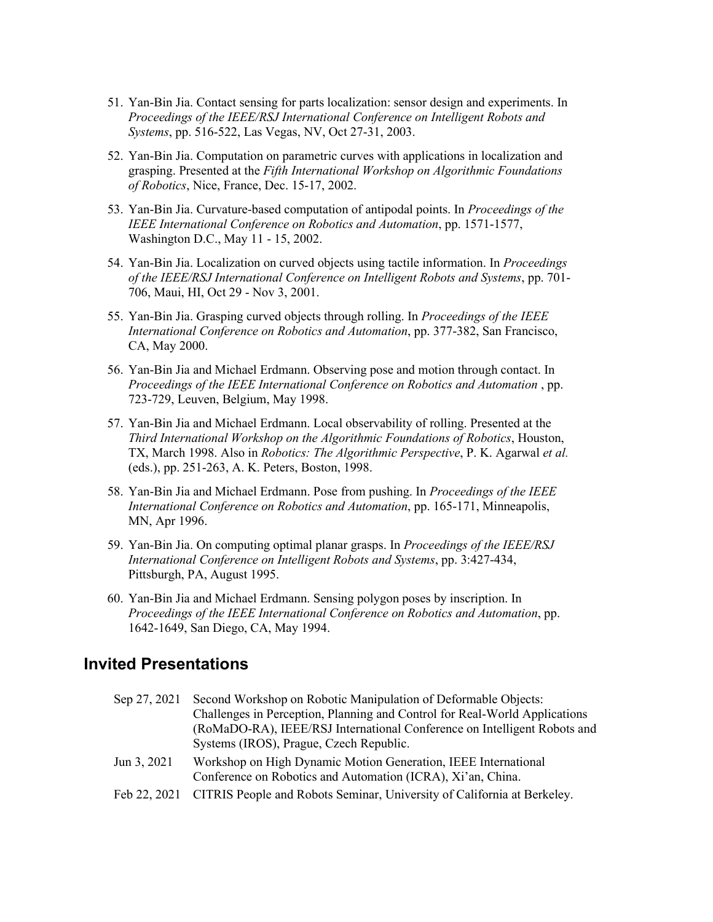51. Yan-Bin Jia. Contact sensing for parts localization: sensor design and experiments. In *Proceedings of the IEEE/RSJ International Conference on Intelligent Robots and Systems*, pp. 516-522, Las Vegas, NV, Oct 27-31, 2003.

52. Yan-Bin Jia. Computation on parametric curves with applications in localization and grasping. Presented at the *Fifth International Workshop on Algorithmic Foundations of Robotics*, Nice, France, Dec. 15-17, 2002.

53. Yan-Bin Jia. Curvature-based computation of antipodal points. In *Proceedings of the IEEE International Conference on Robotics and Automation*, pp. 1571-1577, Washington D.C., May 11 - 15, 2002.

54. Yan-Bin Jia. Localization on curved objects using tactile information. In *Proceedings of the IEEE/RSJ International Conference on Intelligent Robots and Systems*, pp. 701-706, Maui, HI, Oct 29 - Nov 3, 2001.

55. Yan-Bin Jia. Grasping curved objects through rolling. In *Proceedings of the IEEE International Conference on Robotics and Automation*, pp. 377-382, San Francisco, CA, May 2000.

56. Yan-Bin Jia and Michael Erdmann. Observing pose and motion through contact. In *Proceedings of the IEEE International Conference on Robotics and Automation* , pp. 723-729, Leuven, Belgium, May 1998.

57. Yan-Bin Jia and Michael Erdmann. Local observability of rolling. Presented at the *Third International Workshop on the Algorithmic Foundations of Robotics*, Houston, TX, March 1998. Also in *Robotics: The Algorithmic Perspective*, P. K. Agarwal *et al.* (eds.), pp. 251-263, A. K. Peters, Boston, 1998.

58. Yan-Bin Jia and Michael Erdmann. Pose from pushing. In *Proceedings of the IEEE International Conference on Robotics and Automation*, pp. 165-171, Minneapolis, MN, Apr 1996.

59. Yan-Bin Jia. On computing optimal planar grasps. In *Proceedings of the IEEE/RSJ International Conference on Intelligent Robots and Systems*, pp. 3:427-434, Pittsburgh, PA, August 1995.

60. Yan-Bin Jia and Michael Erdmann. Sensing polygon poses by inscription. In *Proceedings of the IEEE International Conference on Robotics and Automation*, pp. 1642-1649, San Diego, CA, May 1994.

## Invited Presentations

| | |
|---|---|
| Sep 27, 2021 | Second Workshop on Robotic Manipulation of Deformable Objects: Challenges in Perception, Planning and Control for Real-World Applications (RoMaDO-RA), IEEE/RSJ International Conference on Intelligent Robots and Systems (IROS), Prague, Czech Republic. |
| Jun 3, 2021 | Workshop on High Dynamic Motion Generation, IEEE International Conference on Robotics and Automation (ICRA), Xi'an, China. |
| Feb 22, 2021 | CITRIS People and Robots Seminar, University of California at Berkeley. |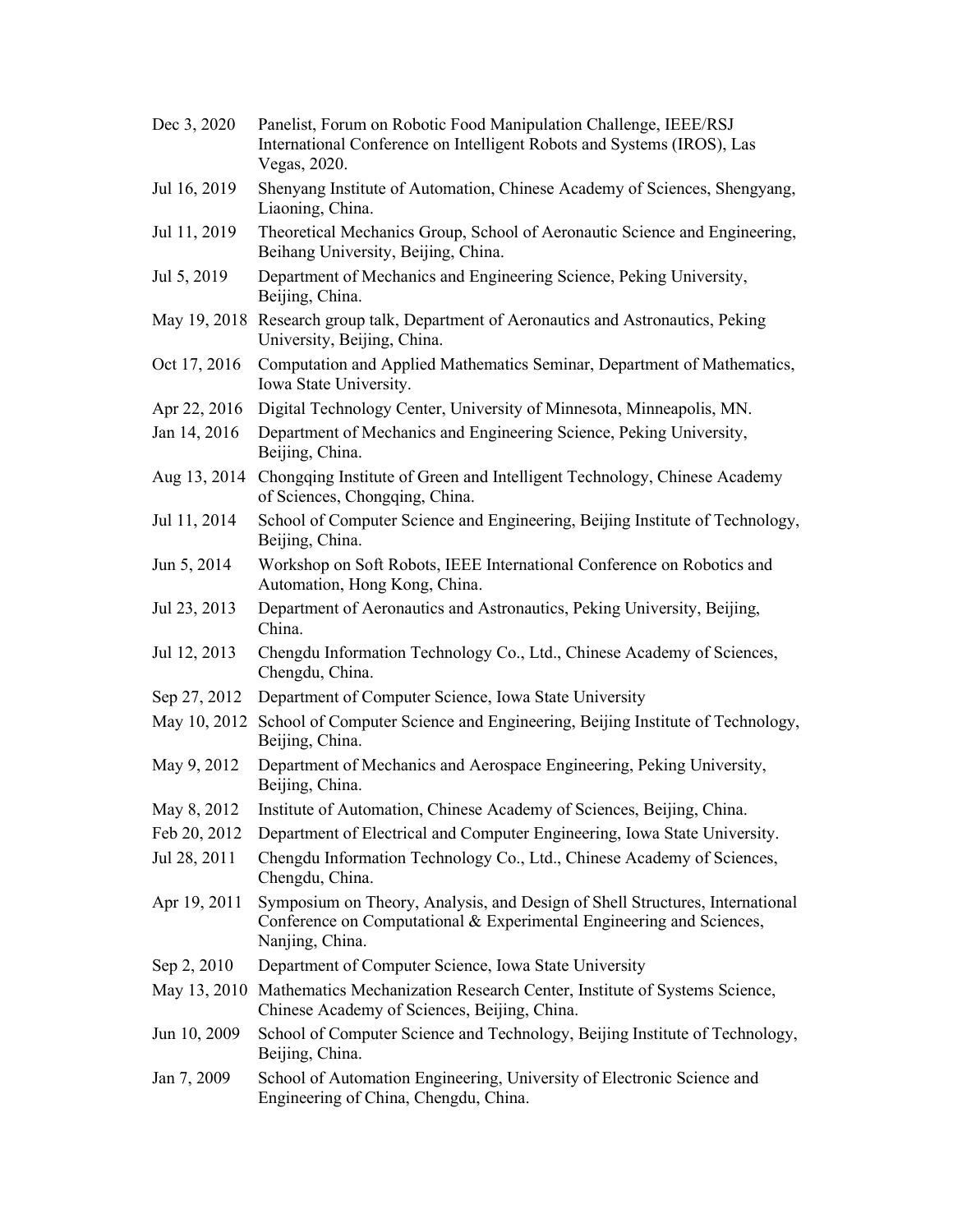| | |
|---|---|
| Dec 3, 2020 | Panelist, Forum on Robotic Food Manipulation Challenge, IEEE/RSJ International Conference on Intelligent Robots and Systems (IROS), Las Vegas, 2020. |
| Jul 16, 2019 | Shenyang Institute of Automation, Chinese Academy of Sciences, Shengyang, Liaoning, China. |
| Jul 11, 2019 | Theoretical Mechanics Group, School of Aeronautic Science and Engineering, Beihang University, Beijing, China. |
| Jul 5, 2019 | Department of Mechanics and Engineering Science, Peking University, Beijing, China. |
| May 19, 2018 | Research group talk, Department of Aeronautics and Astronautics, Peking University, Beijing, China. |
| Oct 17, 2016 | Computation and Applied Mathematics Seminar, Department of Mathematics, Iowa State University. |
| Apr 22, 2016 | Digital Technology Center, University of Minnesota, Minneapolis, MN. |
| Jan 14, 2016 | Department of Mechanics and Engineering Science, Peking University, Beijing, China. |
| Aug 13, 2014 | Chongqing Institute of Green and Intelligent Technology, Chinese Academy of Sciences, Chongqing, China. |
| Jul 11, 2014 | School of Computer Science and Engineering, Beijing Institute of Technology, Beijing, China. |
| Jun 5, 2014 | Workshop on Soft Robots, IEEE International Conference on Robotics and Automation, Hong Kong, China. |
| Jul 23, 2013 | Department of Aeronautics and Astronautics, Peking University, Beijing, China. |
| Jul 12, 2013 | Chengdu Information Technology Co., Ltd., Chinese Academy of Sciences, Chengdu, China. |
| Sep 27, 2012 | Department of Computer Science, Iowa State University |
| May 10, 2012 | School of Computer Science and Engineering, Beijing Institute of Technology, Beijing, China. |
| May 9, 2012 | Department of Mechanics and Aerospace Engineering, Peking University, Beijing, China. |
| May 8, 2012 | Institute of Automation, Chinese Academy of Sciences, Beijing, China. |
| Feb 20, 2012 | Department of Electrical and Computer Engineering, Iowa State University. |
| Jul 28, 2011 | Chengdu Information Technology Co., Ltd., Chinese Academy of Sciences, Chengdu, China. |
| Apr 19, 2011 | Symposium on Theory, Analysis, and Design of Shell Structures, International Conference on Computational & Experimental Engineering and Sciences, Nanjing, China. |
| Sep 2, 2010 | Department of Computer Science, Iowa State University |
| May 13, 2010 | Mathematics Mechanization Research Center, Institute of Systems Science, Chinese Academy of Sciences, Beijing, China. |
| Jun 10, 2009 | School of Computer Science and Technology, Beijing Institute of Technology, Beijing, China. |
| Jan 7, 2009 | School of Automation Engineering, University of Electronic Science and Engineering of China, Chengdu, China. |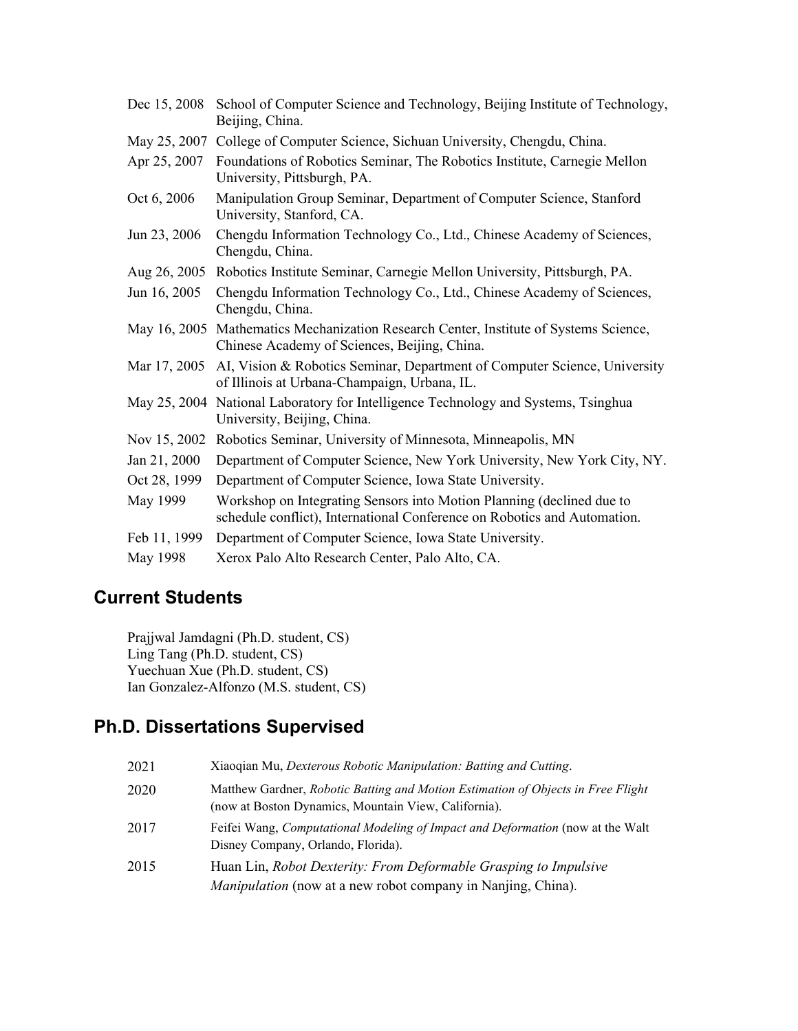| | |
|---|---|
| Dec 15, 2008 | School of Computer Science and Technology, Beijing Institute of Technology, Beijing, China. |
| May 25, 2007 | College of Computer Science, Sichuan University, Chengdu, China. |
| Apr 25, 2007 | Foundations of Robotics Seminar, The Robotics Institute, Carnegie Mellon University, Pittsburgh, PA. |
| Oct 6, 2006 | Manipulation Group Seminar, Department of Computer Science, Stanford University, Stanford, CA. |
| Jun 23, 2006 | Chengdu Information Technology Co., Ltd., Chinese Academy of Sciences, Chengdu, China. |
| Aug 26, 2005 | Robotics Institute Seminar, Carnegie Mellon University, Pittsburgh, PA. |
| Jun 16, 2005 | Chengdu Information Technology Co., Ltd., Chinese Academy of Sciences, Chengdu, China. |
| May 16, 2005 | Mathematics Mechanization Research Center, Institute of Systems Science, Chinese Academy of Sciences, Beijing, China. |
| Mar 17, 2005 | AI, Vision & Robotics Seminar, Department of Computer Science, University of Illinois at Urbana-Champaign, Urbana, IL. |
| May 25, 2004 | National Laboratory for Intelligence Technology and Systems, Tsinghua University, Beijing, China. |
| Nov 15, 2002 | Robotics Seminar, University of Minnesota, Minneapolis, MN |
| Jan 21, 2000 | Department of Computer Science, New York University, New York City, NY. |
| Oct 28, 1999 | Department of Computer Science, Iowa State University. |
| May 1999 | Workshop on Integrating Sensors into Motion Planning (declined due to schedule conflict), International Conference on Robotics and Automation. |
| Feb 11, 1999 | Department of Computer Science, Iowa State University. |
| May 1998 | Xerox Palo Alto Research Center, Palo Alto, CA. |

## Current Students

Prajjwal Jamdagni (Ph.D. student, CS)
Ling Tang (Ph.D. student, CS)
Yuechuan Xue (Ph.D. student, CS)
Ian Gonzalez-Alfonzo (M.S. student, CS)

## Ph.D. Dissertations Supervised

| | |
|---|---|
| 2021 | Xiaoqian Mu, *Dexterous Robotic Manipulation: Batting and Cutting*. |
| 2020 | Matthew Gardner, *Robotic Batting and Motion Estimation of Objects in Free Flight* (now at Boston Dynamics, Mountain View, California). |
| 2017 | Feifei Wang, *Computational Modeling of Impact and Deformation* (now at the Walt Disney Company, Orlando, Florida). |
| 2015 | Huan Lin, *Robot Dexterity: From Deformable Grasping to Impulsive Manipulation* (now at a new robot company in Nanjing, China). |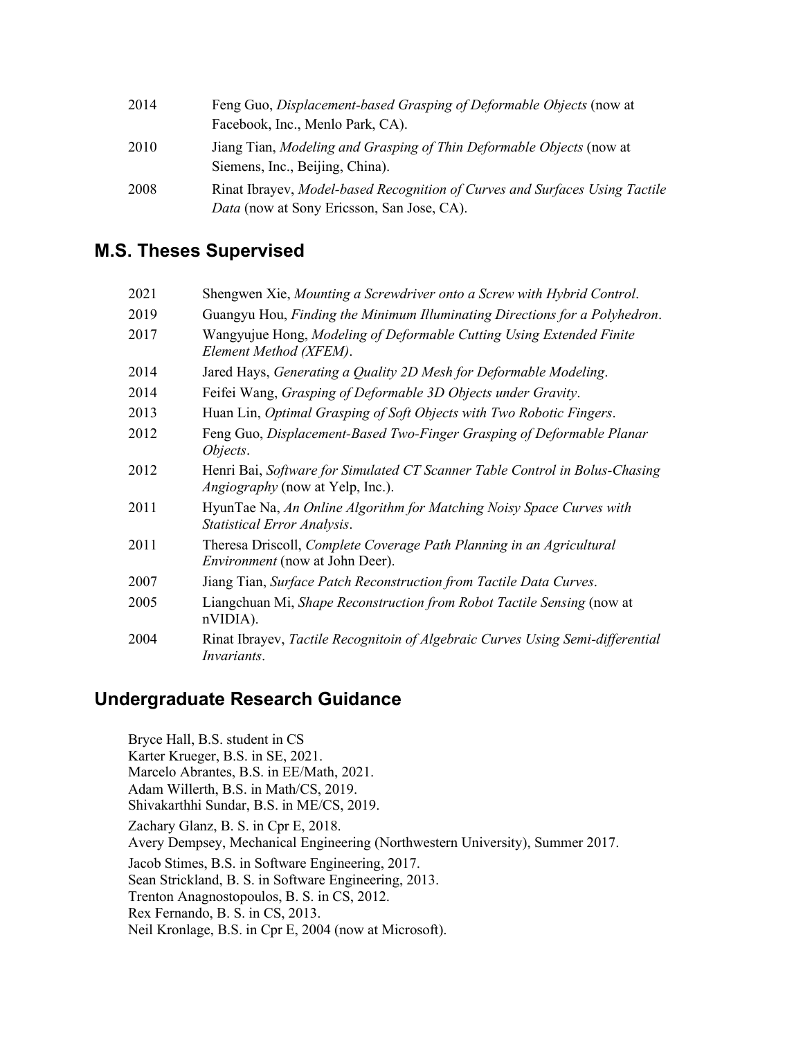| | |
|---|---|
| 2014 | Feng Guo, *Displacement-based Grasping of Deformable Objects* (now at Facebook, Inc., Menlo Park, CA). |
| 2010 | Jiang Tian, *Modeling and Grasping of Thin Deformable Objects* (now at Siemens, Inc., Beijing, China). |
| 2008 | Rinat Ibrayev, *Model-based Recognition of Curves and Surfaces Using Tactile Data* (now at Sony Ericsson, San Jose, CA). |

## M.S. Theses Supervised

| | |
|---|---|
| 2021 | Shengwen Xie, *Mounting a Screwdriver onto a Screw with Hybrid Control*. |
| 2019 | Guangyu Hou, *Finding the Minimum Illuminating Directions for a Polyhedron*. |
| 2017 | Wangyujue Hong, *Modeling of Deformable Cutting Using Extended Finite Element Method (XFEM)*. |
| 2014 | Jared Hays, *Generating a Quality 2D Mesh for Deformable Modeling*. |
| 2014 | Feifei Wang, *Grasping of Deformable 3D Objects under Gravity*. |
| 2013 | Huan Lin, *Optimal Grasping of Soft Objects with Two Robotic Fingers*. |
| 2012 | Feng Guo, *Displacement-Based Two-Finger Grasping of Deformable Planar Objects*. |
| 2012 | Henri Bai, *Software for Simulated CT Scanner Table Control in Bolus-Chasing Angiography* (now at Yelp, Inc.). |
| 2011 | HyunTae Na, *An Online Algorithm for Matching Noisy Space Curves with Statistical Error Analysis*. |
| 2011 | Theresa Driscoll, *Complete Coverage Path Planning in an Agricultural Environment* (now at John Deer). |
| 2007 | Jiang Tian, *Surface Patch Reconstruction from Tactile Data Curves*. |
| 2005 | Liangchuan Mi, *Shape Reconstruction from Robot Tactile Sensing* (now at nVIDIA). |
| 2004 | Rinat Ibrayev, *Tactile Recognitoin of Algebraic Curves Using Semi-differential Invariants*. |

## Undergraduate Research Guidance

Bryce Hall, B.S. student in CS  
Karter Krueger, B.S. in SE, 2021.  
Marcelo Abrantes, B.S. in EE/Math, 2021.  
Adam Willerth, B.S. in Math/CS, 2019.  
Shivakarthhi Sundar, B.S. in ME/CS, 2019.  
Zachary Glanz, B. S. in Cpr E, 2018.  
Avery Dempsey, Mechanical Engineering (Northwestern University), Summer 2017.  
Jacob Stimes, B.S. in Software Engineering, 2017.  
Sean Strickland, B. S. in Software Engineering, 2013.  
Trenton Anagnostopoulos, B. S. in CS, 2012.  
Rex Fernando, B. S. in CS, 2013.  
Neil Kronlage, B.S. in Cpr E, 2004 (now at Microsoft).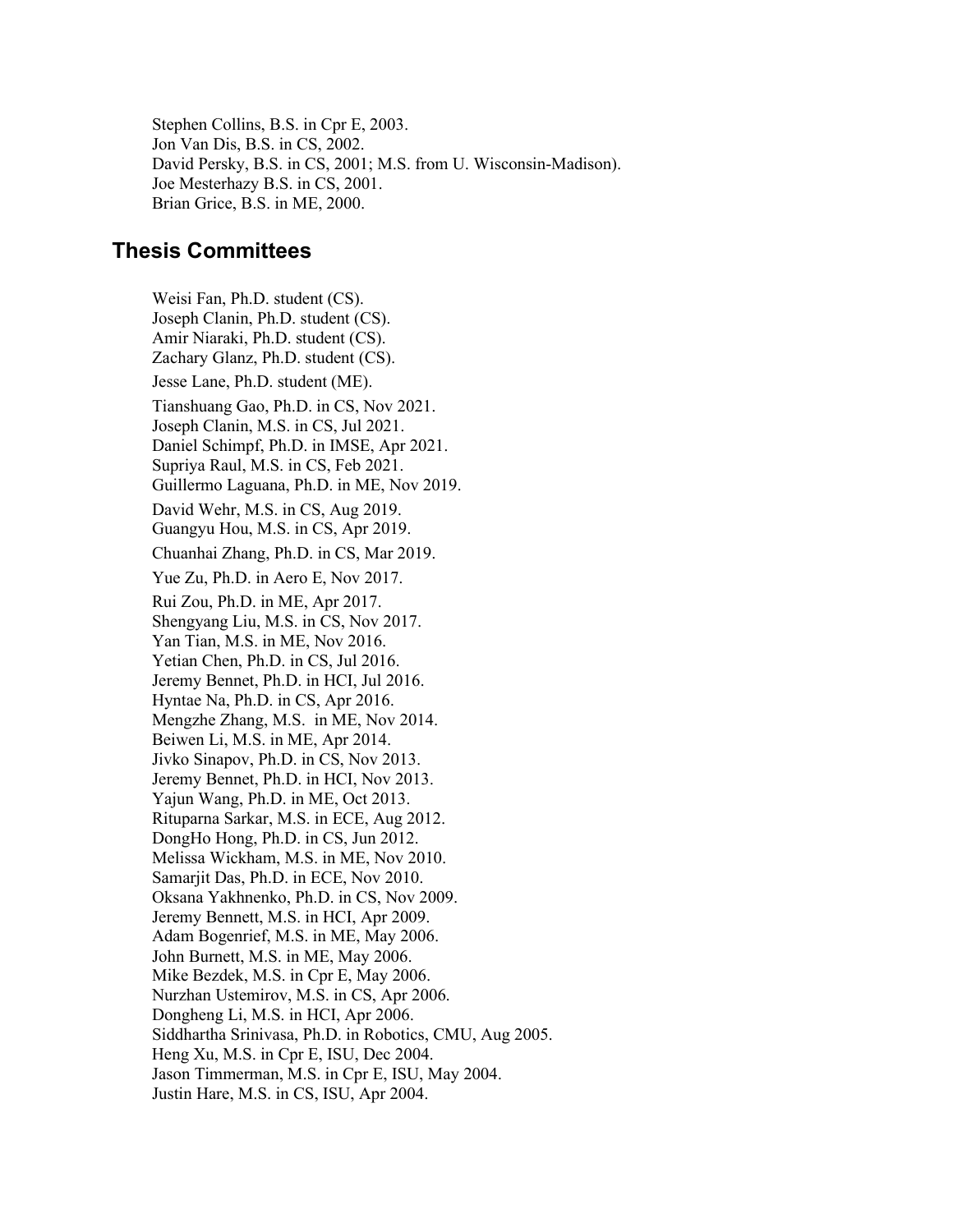Stephen Collins, B.S. in Cpr E, 2003.
Jon Van Dis, B.S. in CS, 2002.
David Persky, B.S. in CS, 2001; M.S. from U. Wisconsin-Madison).
Joe Mesterhazy B.S. in CS, 2001.
Brian Grice, B.S. in ME, 2000.

## Thesis Committees

Weisi Fan, Ph.D. student (CS).
Joseph Clanin, Ph.D. student (CS).
Amir Niaraki, Ph.D. student (CS).
Zachary Glanz, Ph.D. student (CS).
Jesse Lane, Ph.D. student (ME).
Tianshuang Gao, Ph.D. in CS, Nov 2021.
Joseph Clanin, M.S. in CS, Jul 2021.
Daniel Schimpf, Ph.D. in IMSE, Apr 2021.
Supriya Raul, M.S. in CS, Feb 2021.
Guillermo Laguana, Ph.D. in ME, Nov 2019.
David Wehr, M.S. in CS, Aug 2019.
Guangyu Hou, M.S. in CS, Apr 2019.
Chuanhai Zhang, Ph.D. in CS, Mar 2019.
Yue Zu, Ph.D. in Aero E, Nov 2017.
Rui Zou, Ph.D. in ME, Apr 2017.
Shengyang Liu, M.S. in CS, Nov 2017.
Yan Tian, M.S. in ME, Nov 2016.
Yetian Chen, Ph.D. in CS, Jul 2016.
Jeremy Bennet, Ph.D. in HCI, Jul 2016.
Hyntae Na, Ph.D. in CS, Apr 2016.
Mengzhe Zhang, M.S. in ME, Nov 2014.
Beiwen Li, M.S. in ME, Apr 2014.
Jivko Sinapov, Ph.D. in CS, Nov 2013.
Jeremy Bennet, Ph.D. in HCI, Nov 2013.
Yajun Wang, Ph.D. in ME, Oct 2013.
Rituparna Sarkar, M.S. in ECE, Aug 2012.
DongHo Hong, Ph.D. in CS, Jun 2012.
Melissa Wickham, M.S. in ME, Nov 2010.
Samarjit Das, Ph.D. in ECE, Nov 2010.
Oksana Yakhnenko, Ph.D. in CS, Nov 2009.
Jeremy Bennett, M.S. in HCI, Apr 2009.
Adam Bogenrief, M.S. in ME, May 2006.
John Burnett, M.S. in ME, May 2006.
Mike Bezdek, M.S. in Cpr E, May 2006.
Nurzhan Ustemirov, M.S. in CS, Apr 2006.
Dongheng Li, M.S. in HCI, Apr 2006.
Siddhartha Srinivasa, Ph.D. in Robotics, CMU, Aug 2005.
Heng Xu, M.S. in Cpr E, ISU, Dec 2004.
Jason Timmerman, M.S. in Cpr E, ISU, May 2004.
Justin Hare, M.S. in CS, ISU, Apr 2004.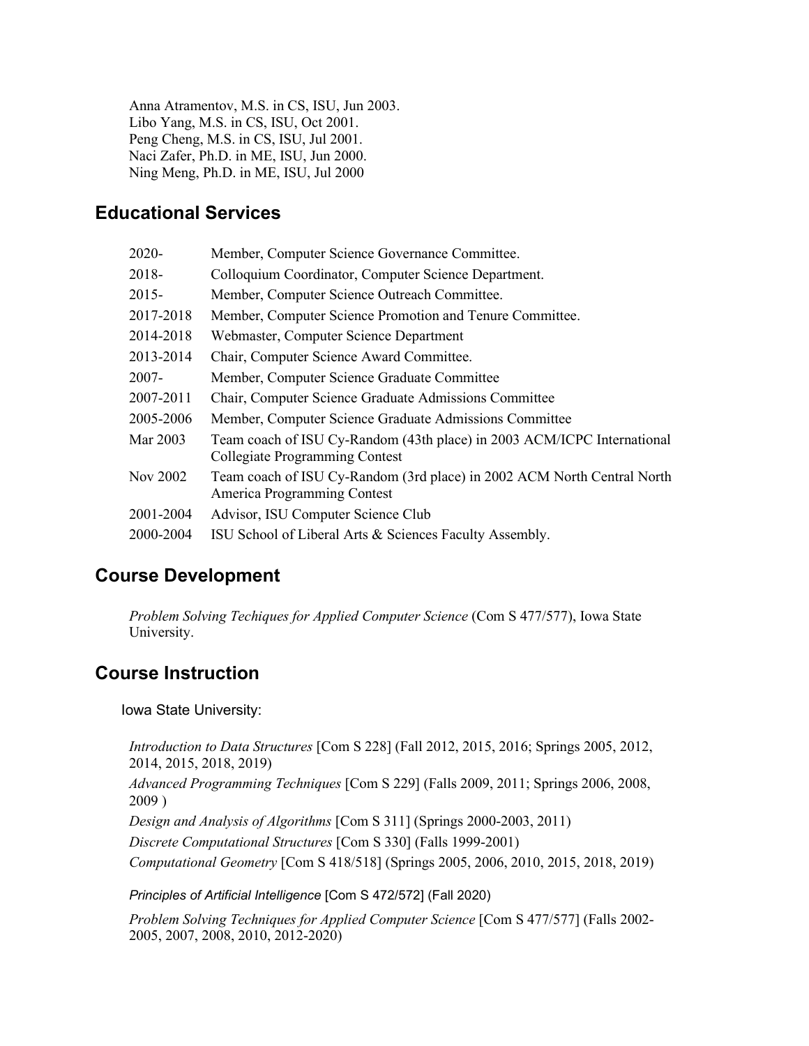Anna Atramentov, M.S. in CS, ISU, Jun 2003.
Libo Yang, M.S. in CS, ISU, Oct 2001.
Peng Cheng, M.S. in CS, ISU, Jul 2001.
Naci Zafer, Ph.D. in ME, ISU, Jun 2000.
Ning Meng, Ph.D. in ME, ISU, Jul 2000

## Educational Services

| | |
|---|---|
| 2020- | Member, Computer Science Governance Committee. |
| 2018- | Colloquium Coordinator, Computer Science Department. |
| 2015- | Member, Computer Science Outreach Committee. |
| 2017-2018 | Member, Computer Science Promotion and Tenure Committee. |
| 2014-2018 | Webmaster, Computer Science Department |
| 2013-2014 | Chair, Computer Science Award Committee. |
| 2007- | Member, Computer Science Graduate Committee |
| 2007-2011 | Chair, Computer Science Graduate Admissions Committee |
| 2005-2006 | Member, Computer Science Graduate Admissions Committee |
| Mar 2003 | Team coach of ISU Cy-Random (43th place) in 2003 ACM/ICPC International Collegiate Programming Contest |
| Nov 2002 | Team coach of ISU Cy-Random (3rd place) in 2002 ACM North Central North America Programming Contest |
| 2001-2004 | Advisor, ISU Computer Science Club |
| 2000-2004 | ISU School of Liberal Arts & Sciences Faculty Assembly. |

## Course Development

*Problem Solving Techiques for Applied Computer Science* (Com S 477/577), Iowa State University.

## Course Instruction

Iowa State University:

*Introduction to Data Structures* [Com S 228] (Fall 2012, 2015, 2016; Springs 2005, 2012, 2014, 2015, 2018, 2019)

*Advanced Programming Techniques* [Com S 229] (Falls 2009, 2011; Springs 2006, 2008, 2009 )

*Design and Analysis of Algorithms* [Com S 311] (Springs 2000-2003, 2011)

*Discrete Computational Structures* [Com S 330] (Falls 1999-2001)

*Computational Geometry* [Com S 418/518] (Springs 2005, 2006, 2010, 2015, 2018, 2019)

*Principles of Artificial Intelligence* [Com S 472/572] (Fall 2020)

*Problem Solving Techniques for Applied Computer Science* [Com S 477/577] (Falls 2002-2005, 2007, 2008, 2010, 2012-2020)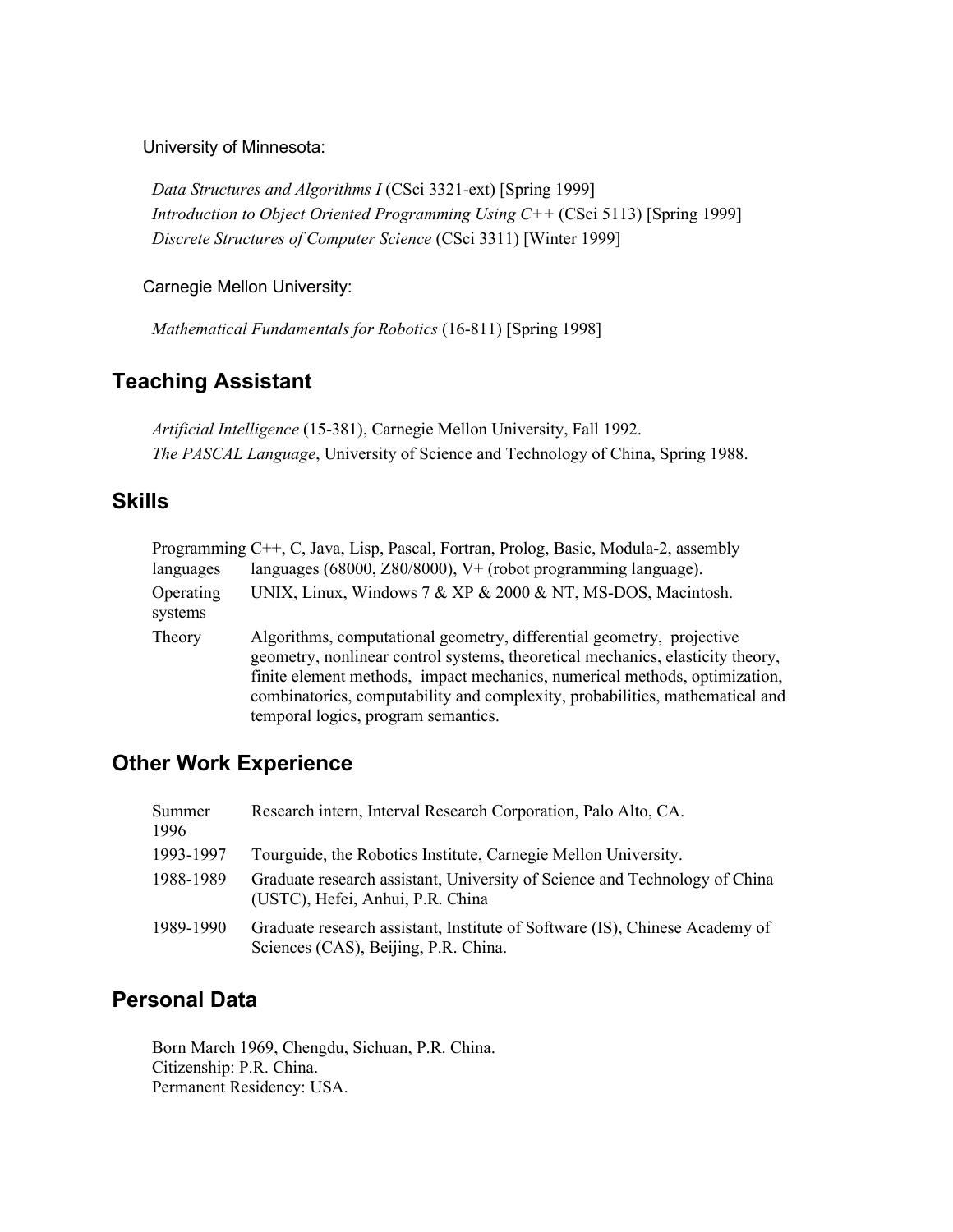University of Minnesota:

*Data Structures and Algorithms I* (CSci 3321-ext) [Spring 1999]
*Introduction to Object Oriented Programming Using C++* (CSci 5113) [Spring 1999]
*Discrete Structures of Computer Science* (CSci 3311) [Winter 1999]

Carnegie Mellon University:

*Mathematical Fundamentals for Robotics* (16-811) [Spring 1998]

## Teaching Assistant

*Artificial Intelligence* (15-381), Carnegie Mellon University, Fall 1992.
*The PASCAL Language*, University of Science and Technology of China, Spring 1988.

## Skills

| | |
|---|---|
| Programming languages | C++, C, Java, Lisp, Pascal, Fortran, Prolog, Basic, Modula-2, assembly languages (68000, Z80/8000), V+ (robot programming language). |
| Operating systems | UNIX, Linux, Windows 7 & XP & 2000 & NT, MS-DOS, Macintosh. |
| Theory | Algorithms, computational geometry, differential geometry, projective geometry, nonlinear control systems, theoretical mechanics, elasticity theory, finite element methods, impact mechanics, numerical methods, optimization, combinatorics, computability and complexity, probabilities, mathematical and temporal logics, program semantics. |

## Other Work Experience

| | |
|---|---|
| Summer 1996 | Research intern, Interval Research Corporation, Palo Alto, CA. |
| 1993-1997 | Tourguide, the Robotics Institute, Carnegie Mellon University. |
| 1988-1989 | Graduate research assistant, University of Science and Technology of China (USTC), Hefei, Anhui, P.R. China |
| 1989-1990 | Graduate research assistant, Institute of Software (IS), Chinese Academy of Sciences (CAS), Beijing, P.R. China. |

## Personal Data

Born March 1969, Chengdu, Sichuan, P.R. China.
Citizenship: P.R. China.
Permanent Residency: USA.